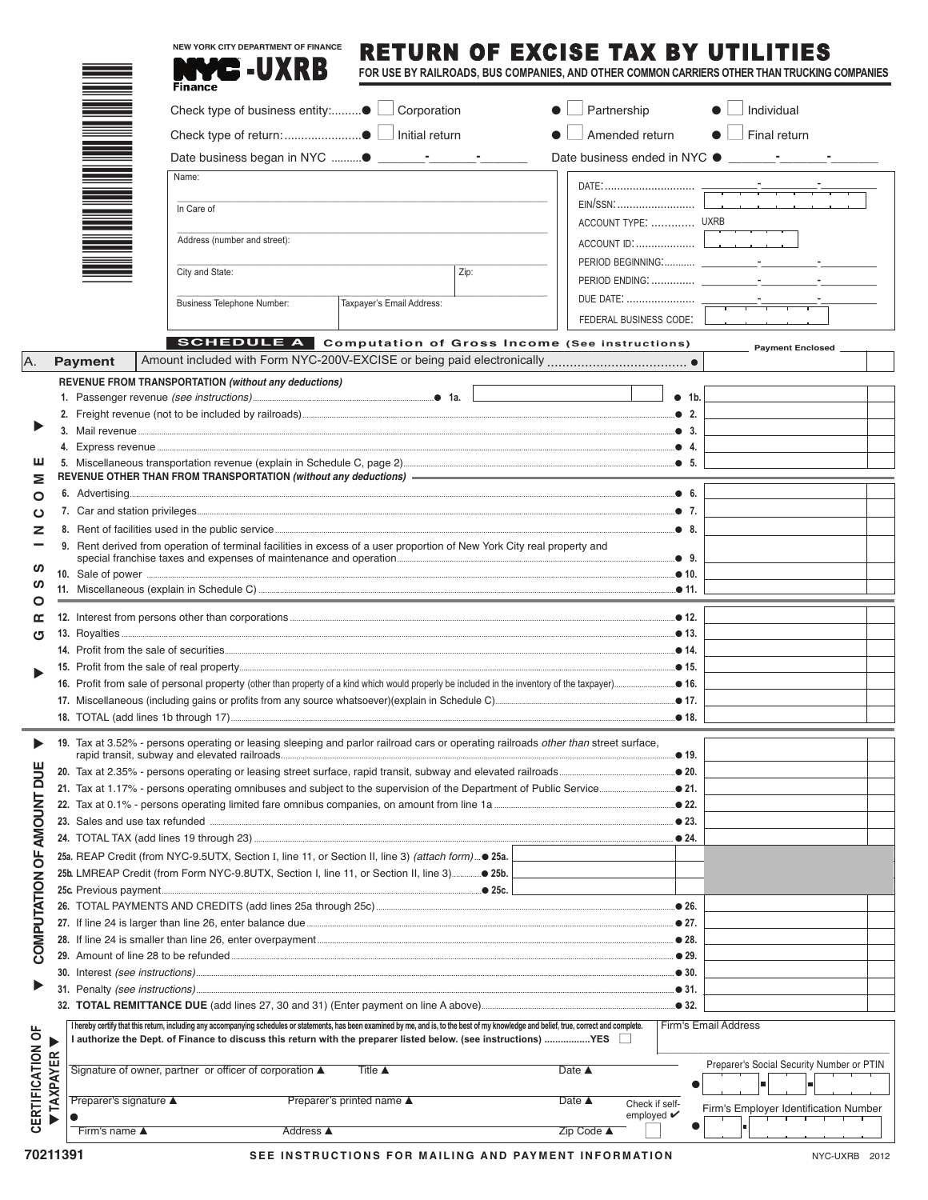NEW YORK CITY DEPARTMENT OF FINANCE

**NYC -UXRB**

Finance

# RETURN OF EXCISE TAX BY UTILITIES

**FOR USE BY RAILROADS, BUS COMPANIES, AND OTHER COMMON CARRIERS OTHER THAN TRUCKING COMPANIES**

Check type of business entity: ● ☐ Corporation ● ☐ Partnership ● ☐ Individual

Check type of return: ● ☐ Initial return ● ☐ Amended return ● ☐ Final return

Date business began in NYC ● \_\_\_\_-\_\_\_\_-\_\_\_\_ Date business ended in NYC ● \_\_\_\_-\_\_\_\_-\_\_\_\_

| | |
|---|---|
| Name: | DATE: |
| In Care of | EIN/SSN: |
| | ACCOUNT TYPE: UXRB |
| Address (number and street): | ACCOUNT ID: |
| City and State: / Zip: | PERIOD BEGINNING: |
| | PERIOD ENDING: |
| Business Telephone Number: / Taxpayer's Email Address: | DUE DATE: |
| | FEDERAL BUSINESS CODE: |

## SCHEDULE A Computation of Gross Income (See instructions)

| | | Payment Enclosed |
|---|---|---|
| A. | **Payment** Amount included with Form NYC-200V-EXCISE or being paid electronically ● | |

### GROSS INCOME

**REVENUE FROM TRANSPORTATION** *(without any deductions)*

| Line | Description | | Amount |
|---|---|---|---|
| 1. | Passenger revenue *(see instructions)* | ● 1a. | ● 1b. |
| 2. | Freight revenue (not to be included by railroads) | | ● 2. |
| 3. | Mail revenue | | ● 3. |
| 4. | Express revenue | | ● 4. |
| 5. | Miscellaneous transportation revenue (explain in Schedule C, page 2) | | ● 5. |

**REVENUE OTHER THAN FROM TRANSPORTATION** *(without any deductions)*

| Line | Description | Amount |
|---|---|---|
| 6. | Advertising | ● 6. |
| 7. | Car and station privileges | ● 7. |
| 8. | Rent of facilities used in the public service | ● 8. |
| 9. | Rent derived from operation of terminal facilities in excess of a user proportion of New York City real property and special franchise taxes and expenses of maintenance and operation | ● 9. |
| 10. | Sale of power | ● 10. |
| 11. | Miscellaneous (explain in Schedule C) | ● 11. |
| 12. | Interest from persons other than corporations | ● 12. |
| 13. | Royalties | ● 13. |
| 14. | Profit from the sale of securities | ● 14. |
| 15. | Profit from the sale of real property | ● 15. |
| 16. | Profit from sale of personal property (other than property of a kind which would properly be included in the inventory of the taxpayer) | ● 16. |
| 17. | Miscellaneous (including gains or profits from any source whatsoever)(explain in Schedule C) | ● 17. |
| 18. | TOTAL (add lines 1b through 17) | ● 18. |

### COMPUTATION OF AMOUNT DUE

| Line | Description | | Amount |
|---|---|---|---|
| 19. | Tax at 3.52% - persons operating or leasing sleeping and parlor railroad cars or operating railroads *other than* street surface, rapid transit, subway and elevated railroads | | ● 19. |
| 20. | Tax at 2.35% - persons operating or leasing street surface, rapid transit, subway and elevated railroads | | ● 20. |
| 21. | Tax at 1.17% - persons operating omnibuses and subject to the supervision of the Department of Public Service | | ● 21. |
| 22. | Tax at 0.1% - persons operating limited fare omnibus companies, on amount from line 1a | | ● 22. |
| 23. | Sales and use tax refunded | | ● 23. |
| 24. | TOTAL TAX (add lines 19 through 23) | | ● 24. |
| 25a. | REAP Credit (from NYC-9.5UTX, Section I, line 11, or Section II, line 3) *(attach form)* | ● 25a. | |
| 25b. | LMREAP Credit (from Form NYC-9.8UTX, Section I, line 11, or Section II, line 3) | ● 25b. | |
| 25c. | Previous payment | ● 25c. | |
| 26. | TOTAL PAYMENTS AND CREDITS (add lines 25a through 25c) | | ● 26. |
| 27. | If line 24 is larger than line 26, enter balance due | | ● 27. |
| 28. | If line 24 is smaller than line 26, enter overpayment | | ● 28. |
| 29. | Amount of line 28 to be refunded | | ● 29. |
| 30. | Interest *(see instructions)* | | ● 30. |
| 31. | Penalty *(see instructions)* | | ● 31. |
| 32. | **TOTAL REMITTANCE DUE** (add lines 27, 30 and 31) (Enter payment on line A above) | | ● 32. |

### CERTIFICATION OF TAXPAYER

I hereby certify that this return, including any accompanying schedules or statements, has been examined by me, and is, to the best of my knowledge and belief, true, correct and complete.

**I authorize the Dept. of Finance to discuss this return with the preparer listed below. (see instructions) ................YES ☐**

Firm's Email Address

Signature of owner, partner or officer of corporation ▲ Title ▲ Date ▲

Preparer's Social Security Number or PTIN ●

Preparer's signature ▲ ● Preparer's printed name ▲ Date ▲ Check if self-employed ✔ ☐

Firm's Employer Identification Number ●

Firm's name ▲ Address ▲ Zip Code ▲

70211391

**SEE INSTRUCTIONS FOR MAILING AND PAYMENT INFORMATION**

NYC-UXRB 2012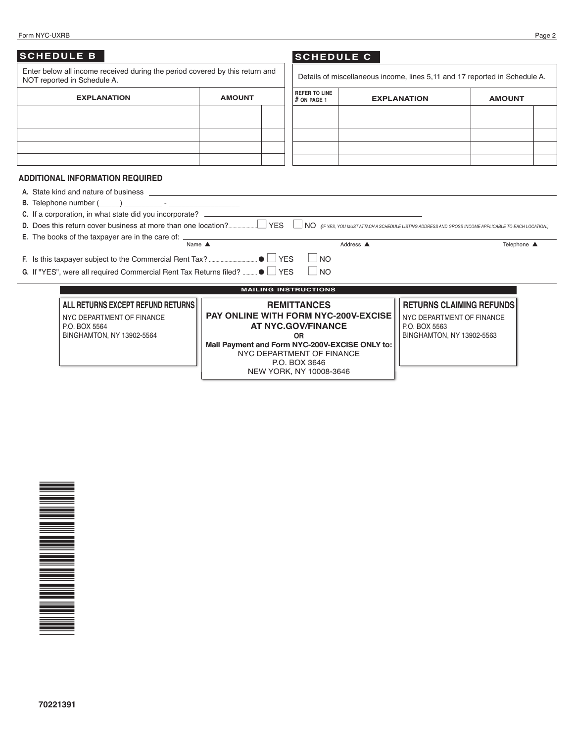## SCHEDULE B

Enter below all income received during the period covered by this return and NOT reported in Schedule A.

| EXPLANATION | AMOUNT | |
|---|---|---|
| | | |
| | | |
| | | |
| | | |
| | | |

## SCHEDULE C

Details of miscellaneous income, lines 5,11 and 17 reported in Schedule A.

| REFER TO LINE # ON PAGE 1 | EXPLANATION | AMOUNT | |
|---|---|---|---|
| | | | |
| | | | |
| | | | |
| | | | |
| | | | |

### ADDITIONAL INFORMATION REQUIRED

**A.** State kind and nature of business ____________________

**B.** Telephone number (_____) _________ - _________________

**C.** If a corporation, in what state did you incorporate? ____________________

**D.** Does this return cover business at more than one location? ☐ YES ☐ NO *(IF YES, YOU MUST ATTACH A SCHEDULE LISTING ADDRESS AND GROSS INCOME APPLICABLE TO EACH LOCATION.)*

**E.** The books of the taxpayer are in the care of: ____________________
Name ▲ Address ▲ Telephone ▲

**F.** Is this taxpayer subject to the Commercial Rent Tax? ● ☐ YES ☐ NO

**G.** If "YES", were all required Commercial Rent Tax Returns filed? ● ☐ YES ☐ NO

### MAILING INSTRUCTIONS

**ALL RETURNS EXCEPT REFUND RETURNS**
NYC DEPARTMENT OF FINANCE
P.O. BOX 5564
BINGHAMTON, NY 13902-5564

**REMITTANCES**
**PAY ONLINE WITH FORM NYC-200V-EXCISE AT NYC.GOV/FINANCE**
**OR**
**Mail Payment and Form NYC-200V-EXCISE ONLY to:**
NYC DEPARTMENT OF FINANCE
P.O. BOX 3646
NEW YORK, NY 10008-3646

**RETURNS CLAIMING REFUNDS**
NYC DEPARTMENT OF FINANCE
P.O. BOX 5563
BINGHAMTON, NY 13902-5563

70221391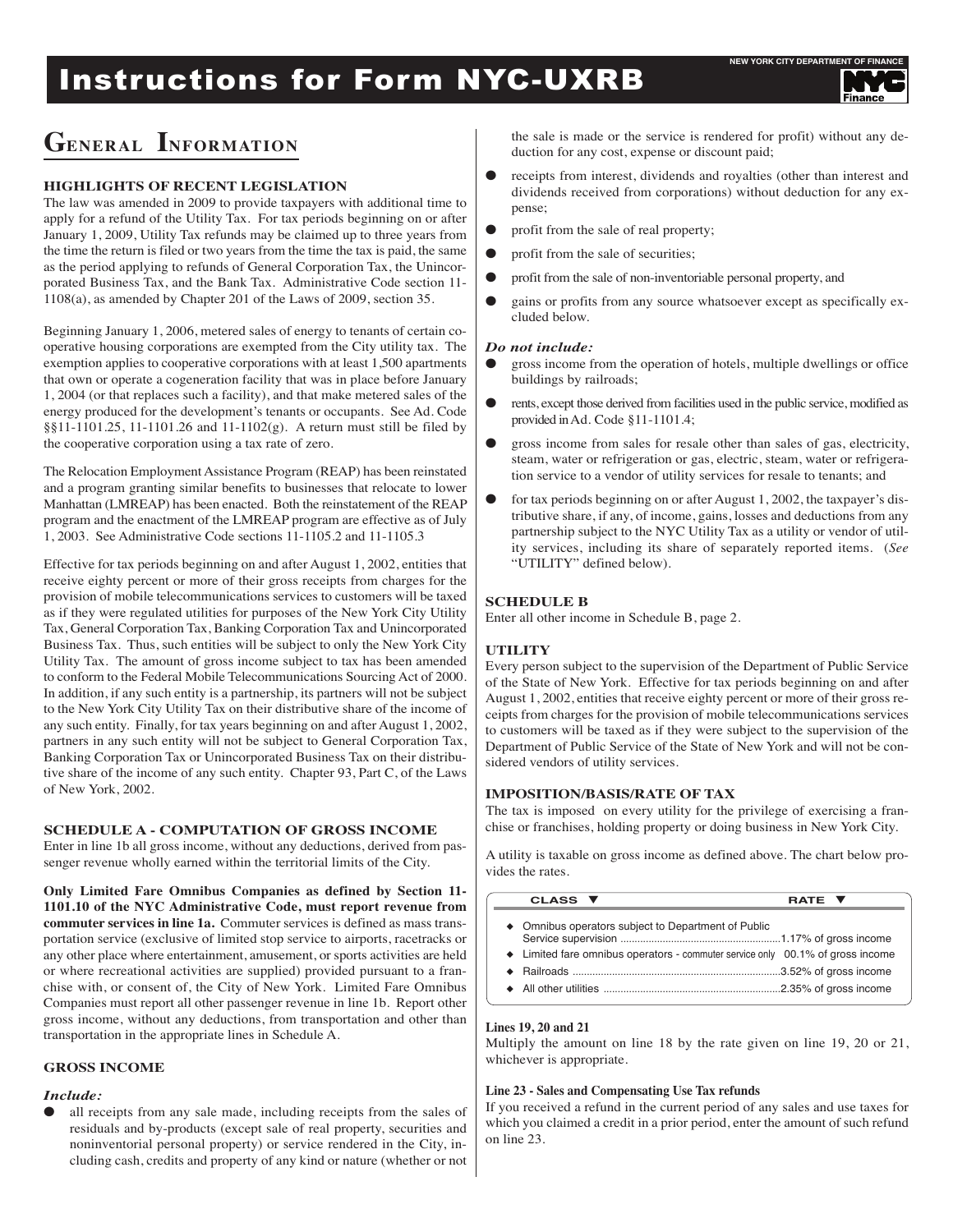# Instructions for Form NYC-UXRB

## General Information

### HIGHLIGHTS OF RECENT LEGISLATION

The law was amended in 2009 to provide taxpayers with additional time to apply for a refund of the Utility Tax. For tax periods beginning on or after January 1, 2009, Utility Tax refunds may be claimed up to three years from the time the return is filed or two years from the time the tax is paid, the same as the period applying to refunds of General Corporation Tax, the Unincorporated Business Tax, and the Bank Tax. Administrative Code section 11-1108(a), as amended by Chapter 201 of the Laws of 2009, section 35.

Beginning January 1, 2006, metered sales of energy to tenants of certain cooperative housing corporations are exempted from the City utility tax. The exemption applies to cooperative corporations with at least 1,500 apartments that own (or that replaces such a facility), and that make metered sales of the energy produced for the development's tenants or occupants. See Ad. Code §§11-1101.25, 11-1101.26 and 11-1102(g). A return must still be filed by the cooperative corporation using a tax rate of zero.

The Relocation Employment Assistance Program (REAP) has been reinstated and a program granting similar benefits to businesses that relocate to lower Manhattan (LMREAP) has been enacted. Both the reinstatement of the REAP program and the enactment of the LMREAP program are effective as of July 1, 2003. See Administrative Code sections 11-1105.2 and 11-1105.3

Effective for tax periods beginning on and after August 1, 2002, entities that receive eighty percent or more of their gross receipts from charges for the provision of mobile telecommunications services to customers will be taxed as if they were regulated utilities for purposes of the New York City Utility Tax, General Corporation Tax, Banking Corporation Tax and Unincorporated Business Tax. Thus, such entities will be subject to only the New York City Utility Tax. The amount of gross income subject to tax has been amended to conform to the Federal Mobile Telecommunications Sourcing Act of 2000. In addition, if any such entity is a partnership, its partners will not be subject to the New York City Utility Tax on their distributive share of the income of any such entity. Finally, for tax years beginning on and after August 1, 2002, partners in any such entity will not be subject to General Corporation Tax, Banking Corporation Tax or Unincorporated Business Tax on their distributive share of the income of any such entity. Chapter 93, Part C, of the Laws of New York, 2002.

### SCHEDULE A - COMPUTATION OF GROSS INCOME

Enter in line 1b all gross income, without any deductions, derived from passenger revenue wholly earned within the territorial limits of the City.

**Only Limited Fare Omnibus Companies as defined by Section 11-1101.10 of the NYC Administrative Code, must report revenue from commuter services in line 1a.** Commuter services is defined as mass transportation service (exclusive of limited stop service to airports, racetracks or any other place where entertainment, amusement, or sports activities are held or where recreational activities are supplied) provided pursuant to a franchise with, or consent of, the City of New York. Limited Fare Omnibus Companies must report all other passenger revenue in line 1b. Report other gross income, without any deductions, from transportation and other than transportation in the appropriate lines in Schedule A.

### GROSS INCOME

*Include:*

- all receipts from any sale made, including receipts from the sales of residuals and by-products (except sale of real property, securities and noninventorial personal property) or service rendered in the City, including cash, credits and property of any kind or nature (whether or not the sale is made or the service is rendered for profit) without any deduction for any cost, expense or discount paid;
- receipts from interest, dividends and royalties (other than interest and dividends received from corporations) without deduction for any expense;
- profit from the sale of real property;
- profit from the sale of securities;
- profit from the sale of non-inventoriable personal property, and
- gains or profits from any source whatsoever except as specifically excluded below.

*Do not include:*

- gross income from the operation of hotels, multiple dwellings or office buildings by railroads;
- rents, except those derived from facilities used in the public service, modified as provided in Ad. Code §11-1101.4;
- gross income from sales for resale other than sales of gas, electricity, steam, water or refrigeration or gas, electric, steam, water or refrigeration service to a vendor of utility services for resale to tenants; and
- for tax periods beginning on or after August 1, 2002, the taxpayer's distributive share, if any, of income, gains, losses and deductions from any partnership subject to the NYC Utility Tax as a utility or vendor of utility services, including its share of separately reported items. (*See* "UTILITY" defined below).

### SCHEDULE B

Enter all other income in Schedule B, page 2.

### UTILITY

Every person subject to the supervision of the Department of Public Service of the State of New York. Effective for tax periods beginning on and after August 1, 2002, entities that receive eighty percent or more of their gross receipts from charges for the provision of mobile telecommunications services to customers will be taxed as if they were subject to the supervision of the Department of Public Service of the State of New York and will not be considered vendors of utility services.

### IMPOSITION/BASIS/RATE OF TAX

The tax is imposed on every utility for the privilege of exercising a franchise or franchises, holding property or doing business in New York City.

A utility is taxable on gross income as defined above. The chart below provides the rates.

| CLASS | RATE |
|---|---|
| Omnibus operators subject to Department of Public Service supervision | 1.17% of gross income |
| Limited fare omnibus operators - commuter service only | 00.1% of gross income |
| Railroads | 3.52% of gross income |
| All other utilities | 2.35% of gross income |

#### Lines 19, 20 and 21

Multiply the amount on line 18 by the rate given on line 19, 20 or 21, whichever is appropriate.

#### Line 23 - Sales and Compensating Use Tax refunds

If you received a refund in the current period of any sales and use taxes for which you claimed a credit in a prior period, enter the amount of such refund on line 23.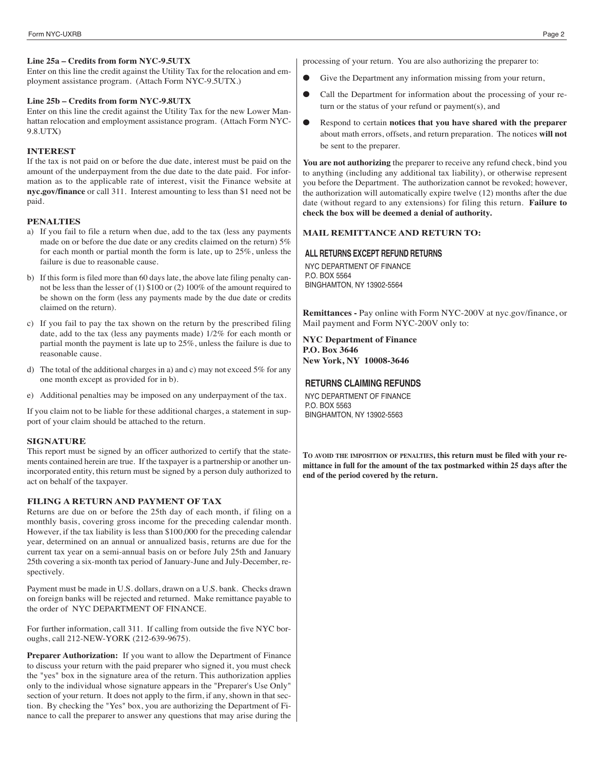**Line 25a – Credits from form NYC-9.5UTX**

Enter on this line the credit against the Utility Tax for the relocation and employment assistance program. (Attach Form NYC-9.5UTX.)

**Line 25b – Credits from form NYC-9.8UTX**

Enter on this line the credit against the Utility Tax for the new Lower Manhattan relocation and employment assistance program. (Attach Form NYC-9.8.UTX)

### INTEREST

If the tax is not paid on or before the due date, interest must be paid on the amount of the underpayment from the due date to the date paid. For information as to the applicable rate of interest, visit the Finance website at **nyc.gov/finance** or call 311. Interest amounting to less than $1 need not be paid.

### PENALTIES

a) If you fail to file a return when due, add to the tax (less any payments made on or before the due date or any credits claimed on the return) 5% for each month or partial month the form is late, up to 25%, unless the failure is due to reasonable cause.

b) If this form is filed more than 60 days late, the above late filing penalty cannot be less than the lesser of (1) $100 or (2) 100% of the amount required to be shown on the form (less any payments made by the due date or credits claimed on the return).

c) If you fail to pay the tax shown on the return by the prescribed filing date, add to the tax (less any payments made) 1/2% for each month or partial month the payment is late up to 25%, unless the failure is due to reasonable cause.

d) The total of the additional charges in a) and c) may not exceed 5% for any one month except as provided for in b).

e) Additional penalties may be imposed on any underpayment of the tax.

If you claim not to be liable for these additional charges, a statement in support of your claim should be attached to the return.

### SIGNATURE

This report must be signed by an officer authorized to certify that the statements contained herein are true. If the taxpayer is a partnership or another unincorporated entity, this return must be signed by a person duly authorized to act on behalf of the taxpayer.

### FILING A RETURN AND PAYMENT OF TAX

Returns are due on or before the 25th day of each month, if filing on a monthly basis, covering gross income for the preceding calendar month. However, if the tax liability is less than $100,000 for the preceding calendar year, determined on an annual or annualized basis, returns are due for the current tax year on a semi-annual basis on or before July 25th and January 25th covering a six-month tax period of January-June and July-December, respectively.

Payment must be made in U.S. dollars, drawn on a U.S. bank. Checks drawn on foreign banks will be rejected and returned. Make remittance payable to the order of NYC DEPARTMENT OF FINANCE.

For further information, call 311. If calling from outside the five NYC boroughs, call 212-NEW-YORK (212-639-9675).

**Preparer Authorization:** If you want to allow the Department of Finance to discuss your return with the paid preparer who signed it, you must check the "yes" box in the signature area of the return. This authorization applies only to the individual whose signature appears in the "Preparer's Use Only" section of your return. It does not apply to the firm, if any, shown in that section. By checking the "Yes" box, you are authorizing the Department of Finance to call the preparer to answer any questions that may arise during the processing of your return. You are also authorizing the preparer to:

- Give the Department any information missing from your return,
- Call the Department for information about the processing of your return or the status of your refund or payment(s), and
- Respond to certain **notices that you have shared with the preparer** about math errors, offsets, and return preparation. The notices **will not** be sent to the preparer.

**You are not authorizing** the preparer to receive any refund check, bind you to anything (including any additional tax liability), or otherwise represent you before the Department. The authorization cannot be revoked; however, the authorization will automatically expire twelve (12) months after the due date (without regard to any extensions) for filing this return. **Failure to check the box will be deemed a denial of authority.**

### MAIL REMITTANCE AND RETURN TO:

#### ALL RETURNS EXCEPT REFUND RETURNS

NYC DEPARTMENT OF FINANCE
P.O. BOX 5564
BINGHAMTON, NY 13902-5564

**Remittances -** Pay online with Form NYC-200V at nyc.gov/finance, or Mail payment and Form NYC-200V only to:

**NYC Department of Finance**
**P.O. Box 3646**
**New York, NY 10008-3646**

#### RETURNS CLAIMING REFUNDS

NYC DEPARTMENT OF FINANCE
P.O. BOX 5563
BINGHAMTON, NY 13902-5563

**TO AVOID THE IMPOSITION OF PENALTIES, this return must be filed with your remittance in full for the amount of the tax postmarked within 25 days after the end of the period covered by the return.**